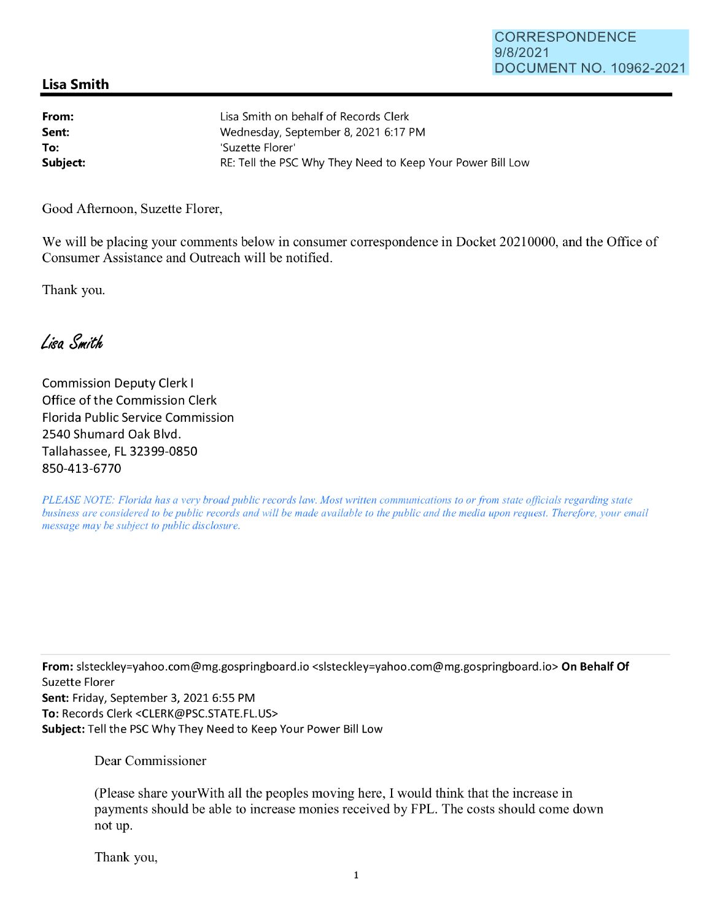CORRESPONDENCE
9/8/2021
DOCUMENT NO. 10962-2021

## Lisa Smith

| | |
|---|---|
| **From:** | Lisa Smith on behalf of Records Clerk |
| **Sent:** | Wednesday, September 8, 2021 6:17 PM |
| **To:** | 'Suzette Florer' |
| **Subject:** | RE: Tell the PSC Why They Need to Keep Your Power Bill Low |

Good Afternoon, Suzette Florer,

We will be placing your comments below in consumer correspondence in Docket 20210000, and the Office of Consumer Assistance and Outreach will be notified.

Thank you.

*Lisa Smith*

Commission Deputy Clerk I
Office of the Commission Clerk
Florida Public Service Commission
2540 Shumard Oak Blvd.
Tallahassee, FL 32399-0850
850-413-6770

*PLEASE NOTE: Florida has a very broad public records law. Most written communications to or from state officials regarding state business are considered to be public records and will be made available to the public and the media upon request. Therefore, your email message may be subject to public disclosure.*

---

**From:** slsteckley=yahoo.com@mg.gospringboard.io <slsteckley=yahoo.com@mg.gospringboard.io> **On Behalf Of** Suzette Florer
**Sent:** Friday, September 3, 2021 6:55 PM
**To:** Records Clerk <CLERK@PSC.STATE.FL.US>
**Subject:** Tell the PSC Why They Need to Keep Your Power Bill Low

Dear Commissioner

(Please share yourWith all the peoples moving here, I would think that the increase in payments should be able to increase monies received by FPL. The costs should come down not up.

Thank you,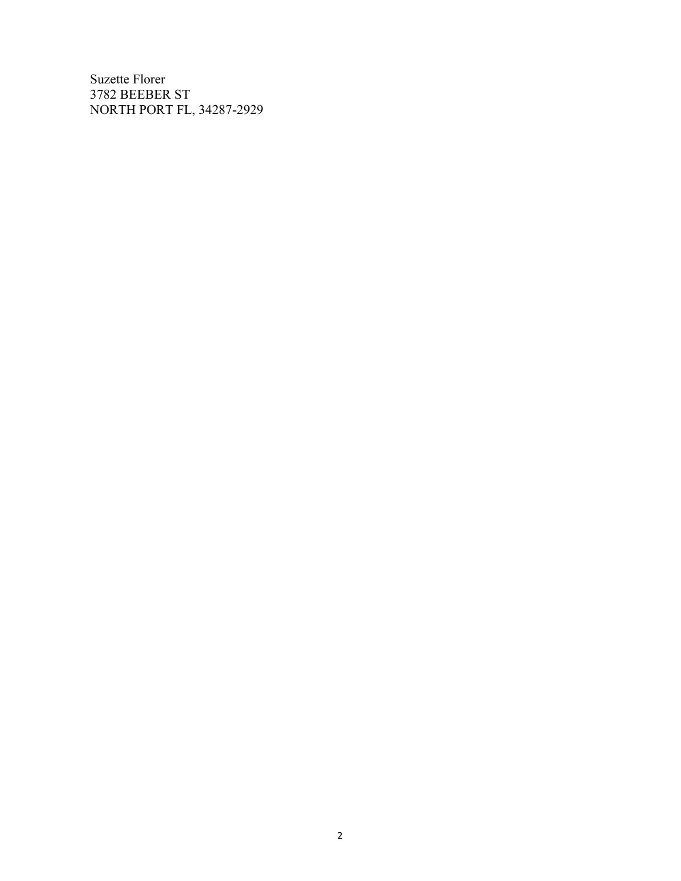Suzette Florer
3782 BEEBER ST
NORTH PORT FL, 34287-2929